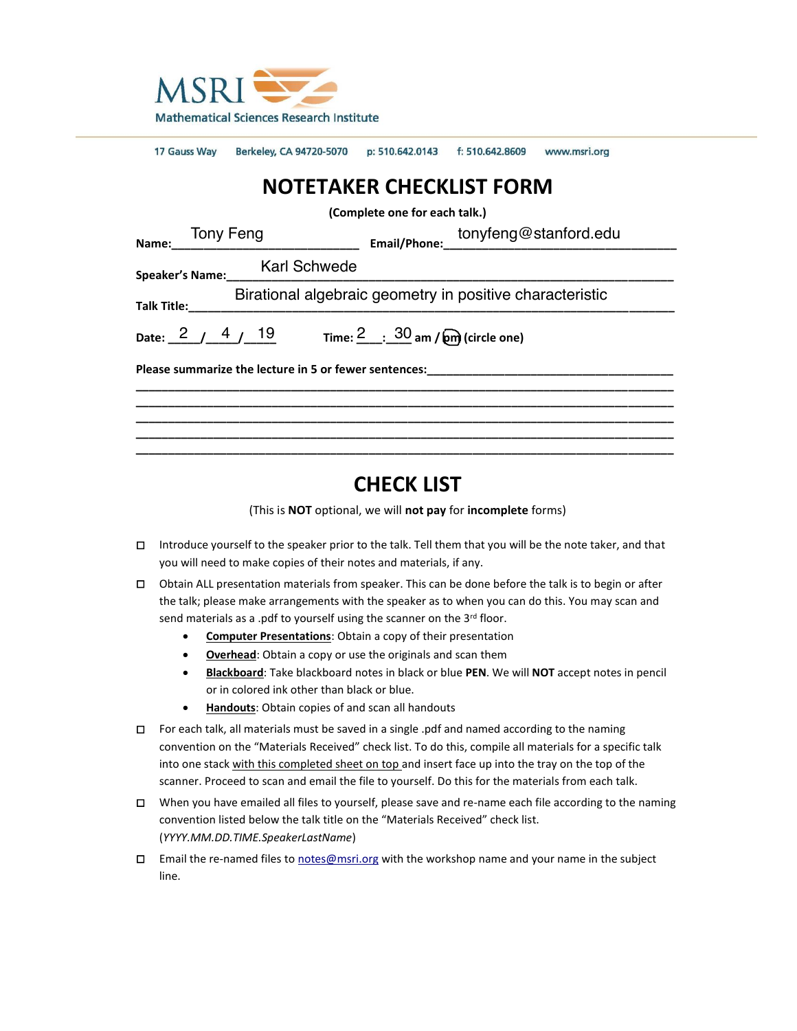MSRI Mathematical Sciences Research Institute

17 Gauss Way Berkeley, CA 94720-5070 p: 510.642.0143 f: 510.642.8609 www.msri.org

# NOTETAKER CHECKLIST FORM

**(Complete one for each talk.)**

**Name:** Tony Feng **Email/Phone:** tonyfeng@stanford.edu

**Speaker's Name:** Karl Schwede

**Talk Title:** Birational algebraic geometry in positive characteristic

**Date:** 2 / 4 / 19 **Time:** 2 : 30 am / pm (circle one)

**Please summarize the lecture in 5 or fewer sentences:**

## CHECK LIST

(This is **NOT** optional, we will **not pay** for **incomplete** forms)

- ☐ Introduce yourself to the speaker prior to the talk. Tell them that you will be the note taker, and that you will need to make copies of their notes and materials, if any.
- ☐ Obtain ALL presentation materials from speaker. This can be done before the talk is to begin or after the talk; please make arrangements with the speaker as to when you can do this. You may scan and send materials as a .pdf to yourself using the scanner on the 3rd floor.
  - **Computer Presentations**: Obtain a copy of their presentation
  - **Overhead**: Obtain a copy or use the originals and scan them
  - **Blackboard**: Take blackboard notes in black or blue **PEN**. We will **NOT** accept notes in pencil or in colored ink other than black or blue.
  - **Handouts**: Obtain copies of and scan all handouts
- ☐ For each talk, all materials must be saved in a single .pdf and named according to the naming convention on the "Materials Received" check list. To do this, compile all materials for a specific talk into one stack with this completed sheet on top and insert face up into the tray on the top of the scanner. Proceed to scan and email the file to yourself. Do this for the materials from each talk.
- ☐ When you have emailed all files to yourself, please save and re-name each file according to the naming convention listed below the talk title on the "Materials Received" check list. (*YYYY.MM.DD.TIME.SpeakerLastName*)
- ☐ Email the re-named files to notes@msri.org with the workshop name and your name in the subject line.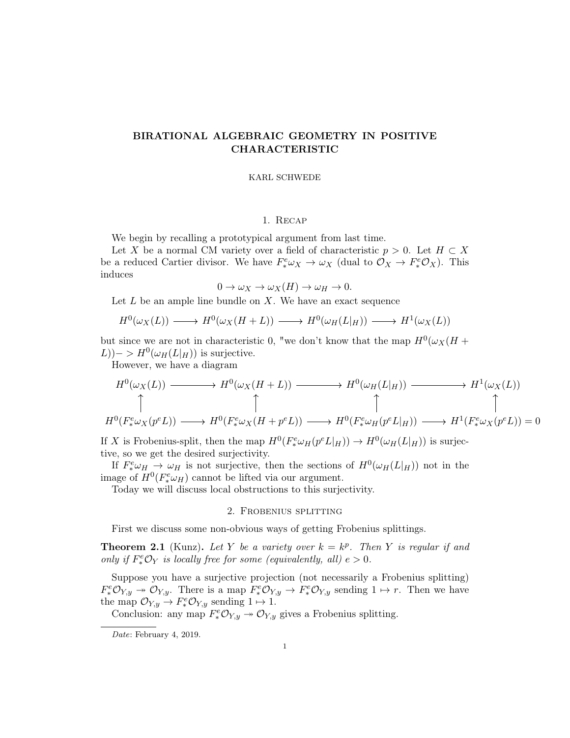# BIRATIONAL ALGEBRAIC GEOMETRY IN POSITIVE CHARACTERISTIC

KARL SCHWEDE

## 1. Recap

We begin by recalling a prototypical argument from last time.

Let $X$ be a normal CM variety over a field of characteristic $p > 0$. Let $H \subset X$ be a reduced Cartier divisor. We have $F^e_* \omega_X \to \omega_X$ (dual to $\mathcal{O}_X \to F^e_* \mathcal{O}_X$). This induces

$$0 \to \omega_X \to \omega_X(H) \to \omega_H \to 0.$$

Let $L$ be an ample line bundle on $X$. We have an exact sequence

$$H^0(\omega_X(L)) \longrightarrow H^0(\omega_X(H+L)) \longrightarrow H^0(\omega_H(L|_H)) \longrightarrow H^1(\omega_X(L))$$

but since we are not in characteristic 0, "we don't know that the map $H^0(\omega_X(H + L)) -> H^0(\omega_H(L|_H))$ is surjective.

However, we have a diagram

$$\begin{array}{ccccccc}
H^0(\omega_X(L)) & \longrightarrow & H^0(\omega_X(H+L)) & \longrightarrow & H^0(\omega_H(L|_H)) & \longrightarrow & H^1(\omega_X(L)) \\
\uparrow & & \uparrow & & \uparrow & & \uparrow \\
H^0(F^e_* \omega_X(p^e L)) & \longrightarrow & H^0(F^e_* \omega_X(H + p^e L)) & \longrightarrow & H^0(F^e_* \omega_H(p^e L|_H)) & \longrightarrow & H^1(F^e_* \omega_X(p^e L)) = 0
\end{array}$$

If $X$ is Frobenius-split, then the map $H^0(F^e_* \omega_H(p^e L|_H)) \to H^0(\omega_H(L|_H))$ is surjective, so we get the desired surjectivity.

If $F^e_* \omega_H \to \omega_H$ is not surjective, then the sections of $H^0(\omega_H(L|_H))$ not in the image of $H^0(F^e_* \omega_H)$ cannot be lifted via our argument.

Today we will discuss local obstructions to this surjectivity.

## 2. Frobenius splitting

First we discuss some non-obvious ways of getting Frobenius splittings.

**Theorem 2.1** (Kunz)**.** *Let $Y$ be a variety over $k = k^p$. Then $Y$ is regular if and only if $F^e_* \mathcal{O}_Y$ is locally free for some (equivalently, all) $e > 0$.*

Suppose you have a surjective projection (not necessarily a Frobenius splitting) $F^e_* \mathcal{O}_{Y,y} \twoheadrightarrow \mathcal{O}_{Y,y}$. There is a map $F^e_* \mathcal{O}_{Y,y} \to F^e_* \mathcal{O}_{Y,y}$ sending $1 \mapsto r$. Then we have the map $\mathcal{O}_{Y,y} \to F^e_* \mathcal{O}_{Y,y}$ sending $1 \mapsto 1$.

Conclusion: any map $F^e_* \mathcal{O}_{Y,y} \twoheadrightarrow \mathcal{O}_{Y,y}$ gives a Frobenius splitting.

---

*Date*: February 4, 2019.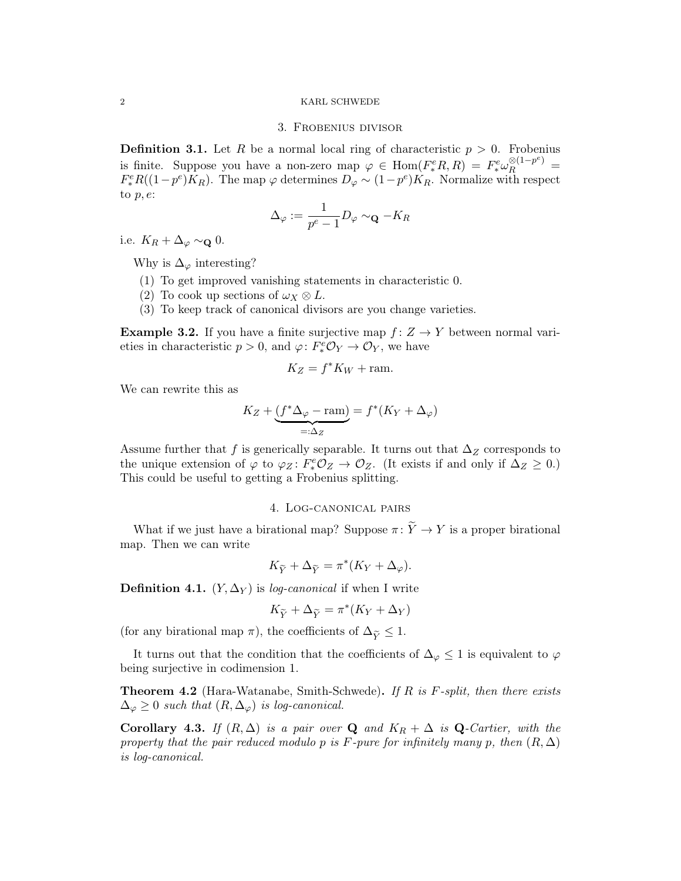## 3. Frobenius divisor

**Definition 3.1.** Let $R$ be a normal local ring of characteristic $p > 0$. Frobenius is finite. Suppose you have a non-zero map $\varphi \in \operatorname{Hom}(F^e_* R, R) = F^e_* \omega_R^{\otimes(1-p^e)} = F^e_* R((1-p^e)K_R)$. The map $\varphi$ determines $D_\varphi \sim (1-p^e)K_R$. Normalize with respect to $p, e$:

$$\Delta_\varphi := \frac{1}{p^e - 1} D_\varphi \sim_{\mathbf{Q}} -K_R$$

i.e. $K_R + \Delta_\varphi \sim_{\mathbf{Q}} 0$.

Why is $\Delta_\varphi$ interesting?

1. To get improved vanishing statements in characteristic 0.
2. To cook up sections of $\omega_X \otimes L$.
3. To keep track of canonical divisors are you change varieties.

**Example 3.2.** If you have a finite surjective map $f: Z \to Y$ between normal varieties in characteristic $p > 0$, and $\varphi: F^e_* \mathcal{O}_Y \to \mathcal{O}_Y$, we have

$$K_Z = f^* K_W + \text{ram}.$$

We can rewrite this as

$$K_Z + \underbrace{(f^*\Delta_\varphi - \text{ram})}_{=:\Delta_Z} = f^*(K_Y + \Delta_\varphi)$$

Assume further that $f$ is generically separable. It turns out that $\Delta_Z$ corresponds to the unique extension of $\varphi$ to $\varphi_Z: F^e_* \mathcal{O}_Z \to \mathcal{O}_Z$. (It exists if and only if $\Delta_Z \geq 0$.) This could be useful to getting a Frobenius splitting.

## 4. Log-canonical pairs

What if we just have a birational map? Suppose $\pi: \widetilde{Y} \to Y$ is a proper birational map. Then we can write

$$K_{\widetilde{Y}} + \Delta_{\widetilde{Y}} = \pi^*(K_Y + \Delta_\varphi).$$

**Definition 4.1.** $(Y, \Delta_Y)$ is *log-canonical* if when I write

$$K_{\widetilde{Y}} + \Delta_{\widetilde{Y}} = \pi^*(K_Y + \Delta_Y)$$

(for any birational map $\pi$), the coefficients of $\Delta_{\widetilde{Y}} \leq 1$.

It turns out that the condition that the coefficients of $\Delta_\varphi \leq 1$ is equivalent to $\varphi$ being surjective in codimension 1.

**Theorem 4.2** (Hara-Watanabe, Smith-Schwede)**.** *If $R$ is $F$-split, then there exists $\Delta_\varphi \geq 0$ such that $(R, \Delta_\varphi)$ is log-canonical.*

**Corollary 4.3.** *If $(R, \Delta)$ is a pair over $\mathbf{Q}$ and $K_R + \Delta$ is $\mathbf{Q}$-Cartier, with the property that the pair reduced modulo $p$ is $F$-pure for infinitely many $p$, then $(R, \Delta)$ is log-canonical.*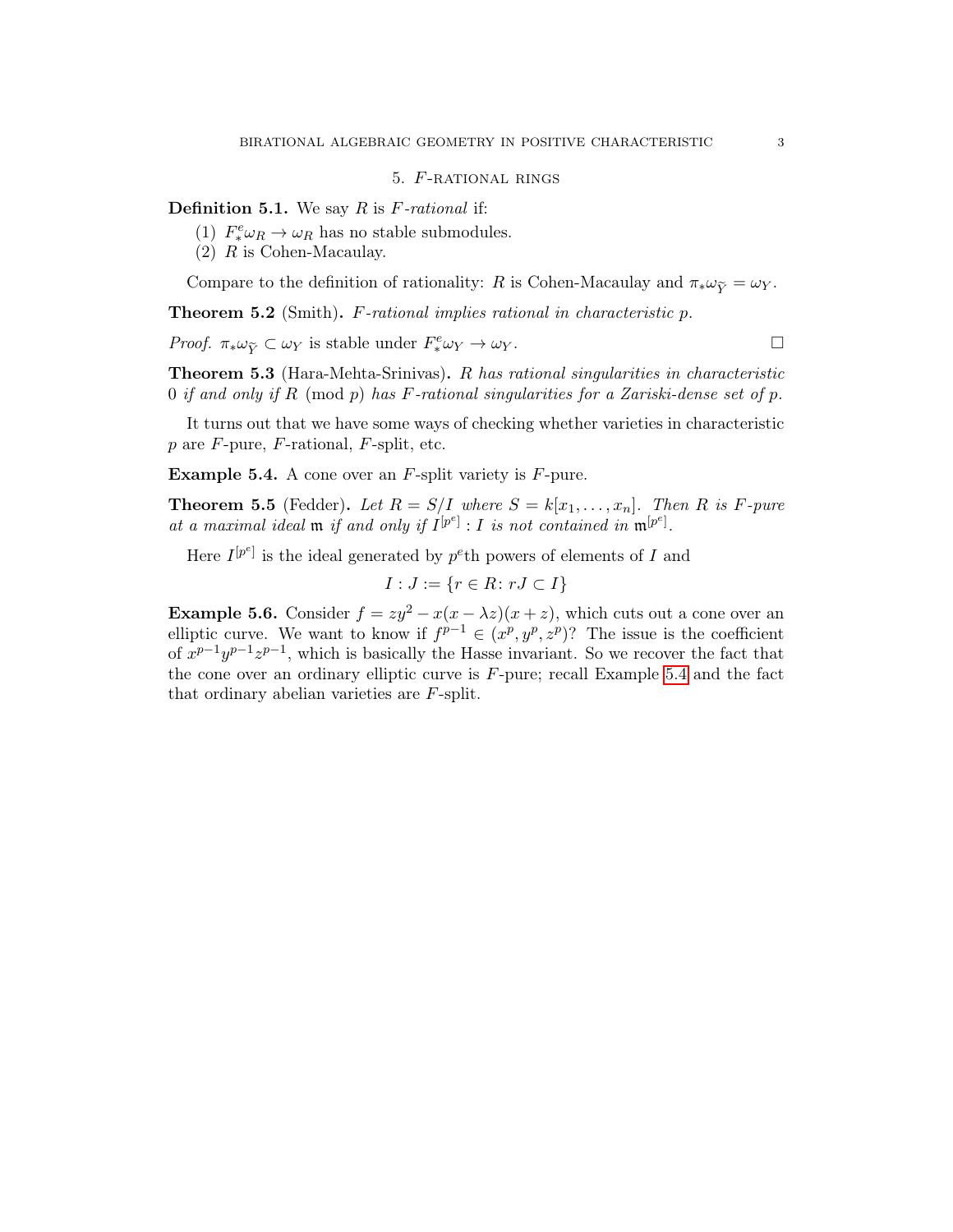## 5. $F$-rational rings

**Definition 5.1.** We say $R$ is *$F$-rational* if:

1. $F^e_* \omega_R \to \omega_R$ has no stable submodules.
2. $R$ is Cohen-Macaulay.

Compare to the definition of rationality: $R$ is Cohen-Macaulay and $\pi_* \omega_{\widetilde{Y}} = \omega_Y$.

**Theorem 5.2** (Smith)**.** *$F$-rational implies rational in characteristic $p$.*

*Proof.* $\pi_* \omega_{\widetilde{Y}} \subset \omega_Y$ is stable under $F^e_* \omega_Y \to \omega_Y$. □

**Theorem 5.3** (Hara-Mehta-Srinivas)**.** *$R$ has rational singularities in characteristic $0$ if and only if $R$ $(\mathrm{mod}\ p)$ has $F$-rational singularities for a Zariski-dense set of $p$.*

It turns out that we have some ways of checking whether varieties in characteristic $p$ are $F$-pure, $F$-rational, $F$-split, etc.

**Example 5.4.** A cone over an $F$-split variety is $F$-pure.

**Theorem 5.5** (Fedder)**.** *Let $R = S/I$ where $S = k[x_1, \ldots, x_n]$. Then $R$ is $F$-pure at a maximal ideal $\mathfrak{m}$ if and only if $I^{[p^e]} : I$ is not contained in $\mathfrak{m}^{[p^e]}$.*

Here $I^{[p^e]}$ is the ideal generated by $p^e$th powers of elements of $I$ and

$$I : J := \{r \in R \colon rJ \subset I\}$$

**Example 5.6.** Consider $f = zy^2 - x(x - \lambda z)(x + z)$, which cuts out a cone over an elliptic curve. We want to know if $f^{p-1} \in (x^p, y^p, z^p)$? The issue is the coefficient of $x^{p-1}y^{p-1}z^{p-1}$, which is basically the Hasse invariant. So we recover the fact that the cone over an ordinary elliptic curve is $F$-pure; recall Example 5.4 and the fact that ordinary abelian varieties are $F$-split.